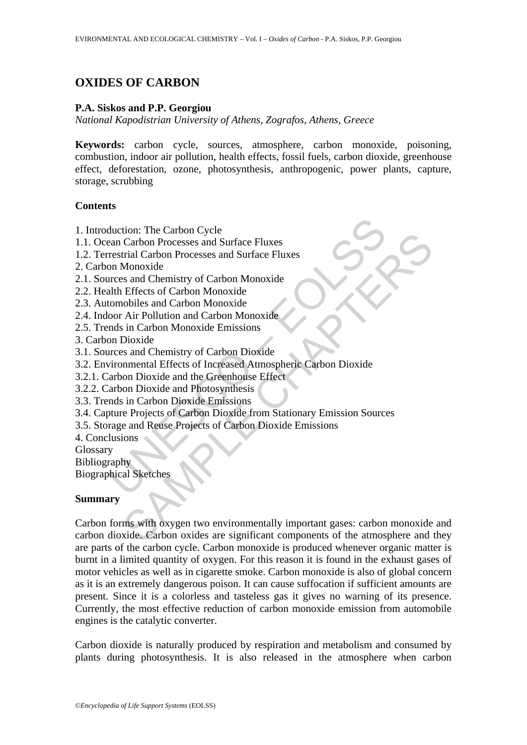# OXIDES OF CARBON

**P.A. Siskos and P.P. Georgiou**

*National Kapodistrian University of Athens, Zografos, Athens, Greece*

**Keywords:** carbon cycle, sources, atmosphere, carbon monoxide, poisoning, combustion, indoor air pollution, health effects, fossil fuels, carbon dioxide, greenhouse effect, deforestation, ozone, photosynthesis, anthropogenic, power plants, capture, storage, scrubbing

## Contents

1. Introduction: The Carbon Cycle
1.1. Ocean Carbon Processes and Surface Fluxes
1.2. Terrestrial Carbon Processes and Surface Fluxes
2. Carbon Monoxide
2.1. Sources and Chemistry of Carbon Monoxide
2.2. Health Effects of Carbon Monoxide
2.3. Automobiles and Carbon Monoxide
2.4. Indoor Air Pollution and Carbon Monoxide
2.5. Trends in Carbon Monoxide Emissions
3. Carbon Dioxide
3.1. Sources and Chemistry of Carbon Dioxide
3.2. Environmental Effects of Increased Atmospheric Carbon Dioxide
3.2.1. Carbon Dioxide and the Greenhouse Effect
3.2.2. Carbon Dioxide and Photosynthesis
3.3. Trends in Carbon Dioxide Emissions
3.4. Capture Projects of Carbon Dioxide from Stationary Emission Sources
3.5. Storage and Reuse Projects of Carbon Dioxide Emissions
4. Conclusions
Glossary
Bibliography
Biographical Sketches

## Summary

Carbon forms with oxygen two environmentally important gases: carbon monoxide and carbon dioxide. Carbon oxides are significant components of the atmosphere and they are parts of the carbon cycle. Carbon monoxide is produced whenever organic matter is burnt in a limited quantity of oxygen. For this reason it is found in the exhaust gases of motor vehicles as well as in cigarette smoke. Carbon monoxide is also of global concern as it is an extremely dangerous poison. It can cause suffocation if sufficient amounts are present. Since it is a colorless and tasteless gas it gives no warning of its presence. Currently, the most effective reduction of carbon monoxide emission from automobile engines is the catalytic converter.

Carbon dioxide is naturally produced by respiration and metabolism and consumed by plants during photosynthesis. It is also released in the atmosphere when carbon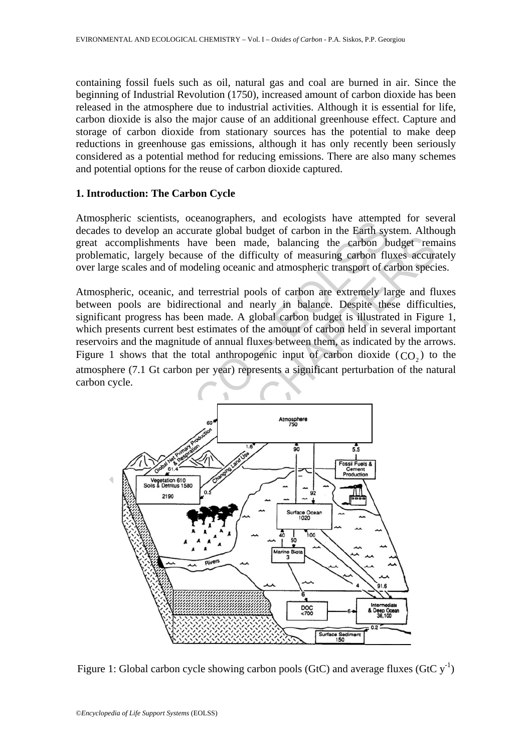containing fossil fuels such as oil, natural gas and coal are burned in air. Since the beginning of Industrial Revolution (1750), increased amount of carbon dioxide has been released in the atmosphere due to industrial activities. Although it is essential for life, carbon dioxide is also the major cause of an additional greenhouse effect. Capture and storage of carbon dioxide from stationary sources has the potential to make deep reductions in greenhouse gas emissions, although it has only recently been seriously considered as a potential method for reducing emissions. There are also many schemes and potential options for the reuse of carbon dioxide captured.

## 1. Introduction: The Carbon Cycle

Atmospheric scientists, oceanographers, and ecologists have attempted for several decades to develop an accurate global budget of carbon in the Earth system. Although great accomplishments have been made, balancing the carbon budget remains problematic, largely because of the difficulty of measuring carbon fluxes accurately over large scales and of modeling oceanic and atmospheric transport of carbon species.

Atmospheric, oceanic, and terrestrial pools of carbon are extremely large and fluxes between pools are bidirectional and nearly in balance. Despite these difficulties, significant progress has been made. A global carbon budget is illustrated in Figure 1, which presents current best estimates of the amount of carbon held in several important reservoirs and the magnitude of annual fluxes between them, as indicated by the arrows. Figure 1 shows that the total anthropogenic input of carbon dioxide ($CO_2$) to the atmosphere (7.1 Gt carbon per year) represents a significant perturbation of the natural carbon cycle.

Atmosphere 750

Global Net Primary Production & Respiration 60 61.4

Changing Land Use 1.6

Vegetation 610 Soils & Detritus 1580 2190

0.5

90 92

5.5

Fossil Fuels & Cement Production

Surface Ocean 1020

40 50 100

Marine Biota 3

Rivers

6 4 91.6

DOC <700

6

Intermediate & Deep Ocean 38,100

0.2

Surface Sediment 150

Figure 1: Global carbon cycle showing carbon pools (GtC) and average fluxes (GtC $y^{-1}$)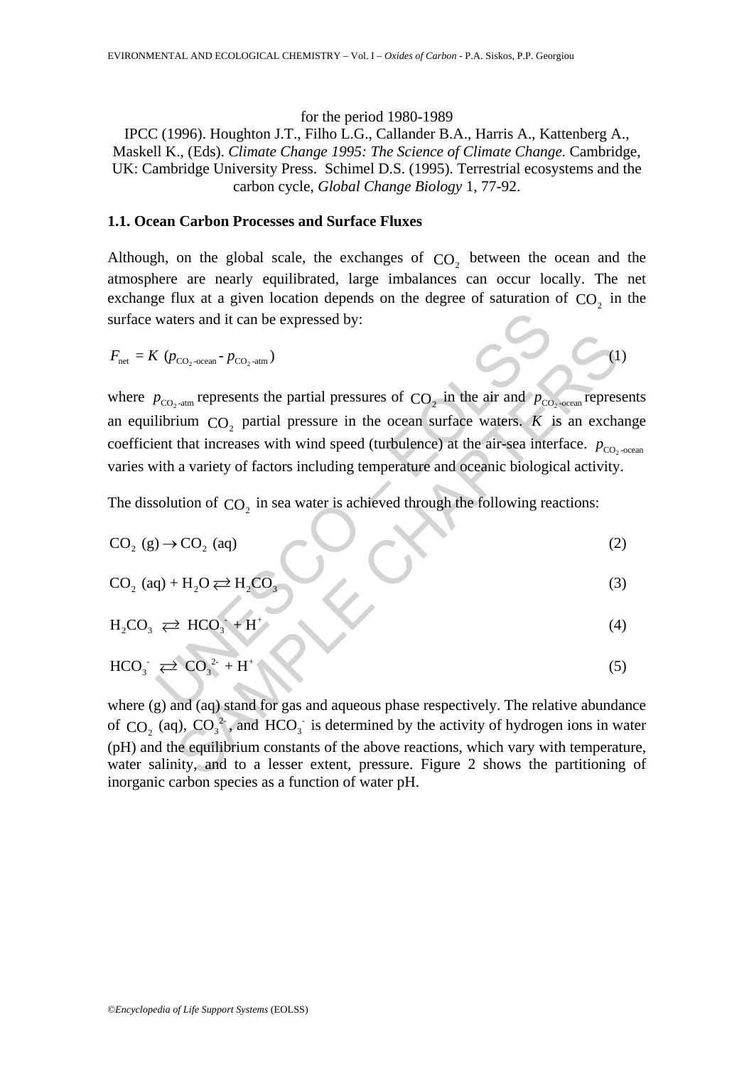for the period 1980-1989

IPCC (1996). Houghton J.T., Filho L.G., Callander B.A., Harris A., Kattenberg A., Maskell K., (Eds). *Climate Change 1995: The Science of Climate Change.* Cambridge, UK: Cambridge University Press. Schimel D.S. (1995). Terrestrial ecosystems and the carbon cycle, *Global Change Biology* 1, 77-92.

### 1.1. Ocean Carbon Processes and Surface Fluxes

Although, on the global scale, the exchanges of $CO_2$ between the ocean and the atmosphere are nearly equilibrated, large imbalances can occur locally. The net exchange flux at a given location depends on the degree of saturation of $CO_2$ in the surface waters and it can be expressed by:

$$F_{net} = K\ (p_{CO_2\text{-ocean}} - p_{CO_2\text{-atm}}) \tag{1}$$

where $p_{CO_2\text{-atm}}$ represents the partial pressures of $CO_2$ in the air and $p_{CO_2\text{-ocean}}$ represents an equilibrium $CO_2$ partial pressure in the ocean surface waters. $K$ is an exchange coefficient that increases with wind speed (turbulence) at the air-sea interface. $p_{CO_2\text{-ocean}}$ varies with a variety of factors including temperature and oceanic biological activity.

The dissolution of $CO_2$ in sea water is achieved through the following reactions:

$$CO_2\ (g) \rightarrow CO_2\ (aq) \tag{2}$$

$$CO_2\ (aq) + H_2O \rightleftarrows H_2CO_3 \tag{3}$$

$$H_2CO_3 \rightleftarrows HCO_3^- + H^+ \tag{4}$$

$$HCO_3^- \rightleftarrows CO_3^{2-} + H^+ \tag{5}$$

where (g) and (aq) stand for gas and aqueous phase respectively. The relative abundance of $CO_2$ (aq), $CO_3^{2-}$, and $HCO_3^-$ is determined by the activity of hydrogen ions in water (pH) and the equilibrium constants of the above reactions, which vary with temperature, water salinity, and to a lesser extent, pressure. Figure 2 shows the partitioning of inorganic carbon species as a function of water pH.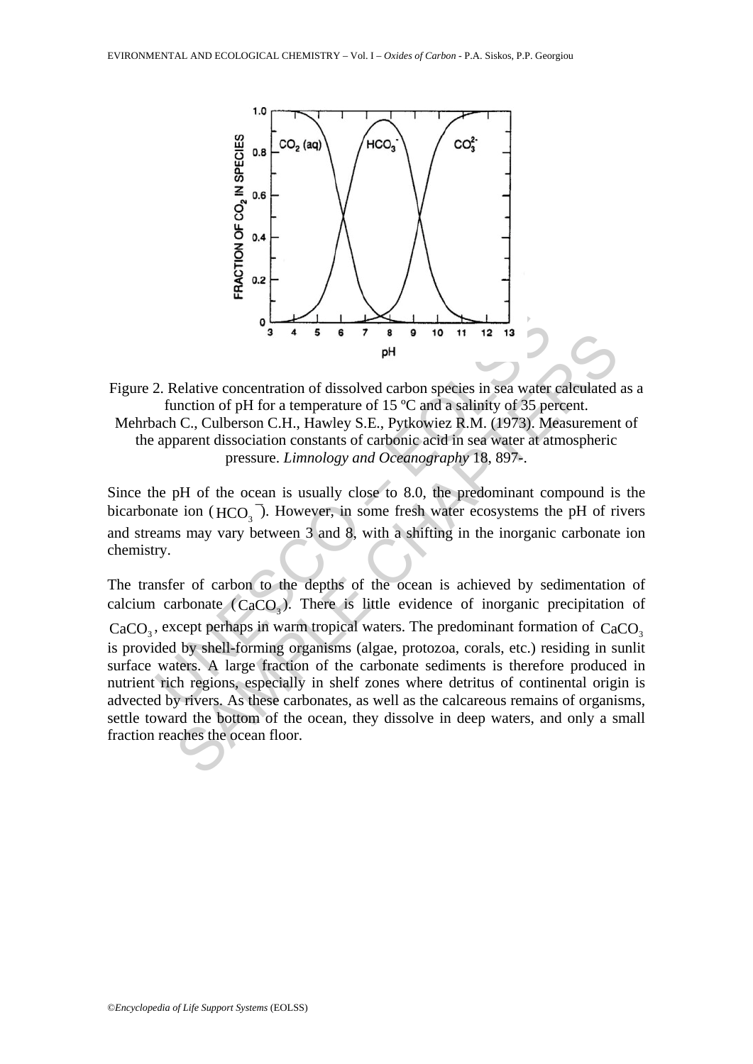FRACTION OF $CO_2$ IN SPECIES

1.0
0.8
0.6
0.4
0.2
0

$CO_2$ (aq)

$HCO_3^-$

$CO_3^{2-}$

3 4 5 6 7 8 9 10 11 12 13

pH

Figure 2. Relative concentration of dissolved carbon species in sea water calculated as a function of pH for a temperature of 15 ºC and a salinity of 35 percent. Mehrbach C., Culberson C.H., Hawley S.E., Pytkowiez R.M. (1973). Measurement of the apparent dissociation constants of carbonic acid in sea water at atmospheric pressure. *Limnology and Oceanography* 18, 897-.

Since the pH of the ocean is usually close to 8.0, the predominant compound is the bicarbonate ion ($HCO_3^-$). However, in some fresh water ecosystems the pH of rivers and streams may vary between 3 and 8, with a shifting in the inorganic carbonate ion chemistry.

The transfer of carbon to the depths of the ocean is achieved by sedimentation of calcium carbonate ($CaCO_3$). There is little evidence of inorganic precipitation of $CaCO_3$, except perhaps in warm tropical waters. The predominant formation of $CaCO_3$ is provided by shell-forming organisms (algae, protozoa, corals, etc.) residing in sunlit surface waters. A large fraction of the carbonate sediments is therefore produced in nutrient rich regions, especially in shelf zones where detritus of continental origin is advected by rivers. As these carbonates, as well as the calcareous remains of organisms, settle toward the bottom of the ocean, they dissolve in deep waters, and only a small fraction reaches the ocean floor.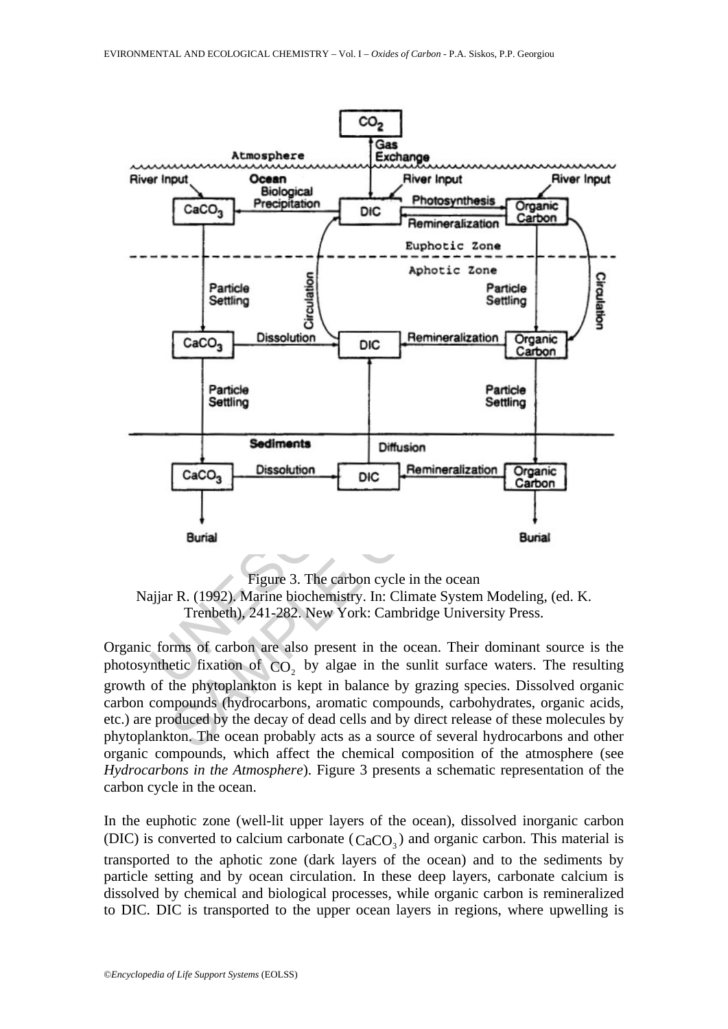Figure 3. The carbon cycle in the ocean
Najjar R. (1992). Marine biochemistry. In: Climate System Modeling, (ed. K. Trenbeth), 241-282. New York: Cambridge University Press.

Organic forms of carbon are also present in the ocean. Their dominant source is the photosynthetic fixation of $CO_2$ by algae in the sunlit surface waters. The resulting growth of the phytoplankton is kept in balance by grazing species. Dissolved organic carbon compounds (hydrocarbons, aromatic compounds, carbohydrates, organic acids, etc.) are produced by the decay of dead cells and by direct release of these molecules by phytoplankton. The ocean probably acts as a source of several hydrocarbons and other organic compounds, which affect the chemical composition of the atmosphere (see *Hydrocarbons in the Atmosphere*). Figure 3 presents a schematic representation of the carbon cycle in the ocean.

In the euphotic zone (well-lit upper layers of the ocean), dissolved inorganic carbon (DIC) is converted to calcium carbonate ($CaCO_3$) and organic carbon. This material is transported to the aphotic zone (dark layers of the ocean) and to the sediments by particle setting and by ocean circulation. In these deep layers, carbonate calcium is dissolved by chemical and biological processes, while organic carbon is remineralized to DIC. DIC is transported to the upper ocean layers in regions, where upwelling is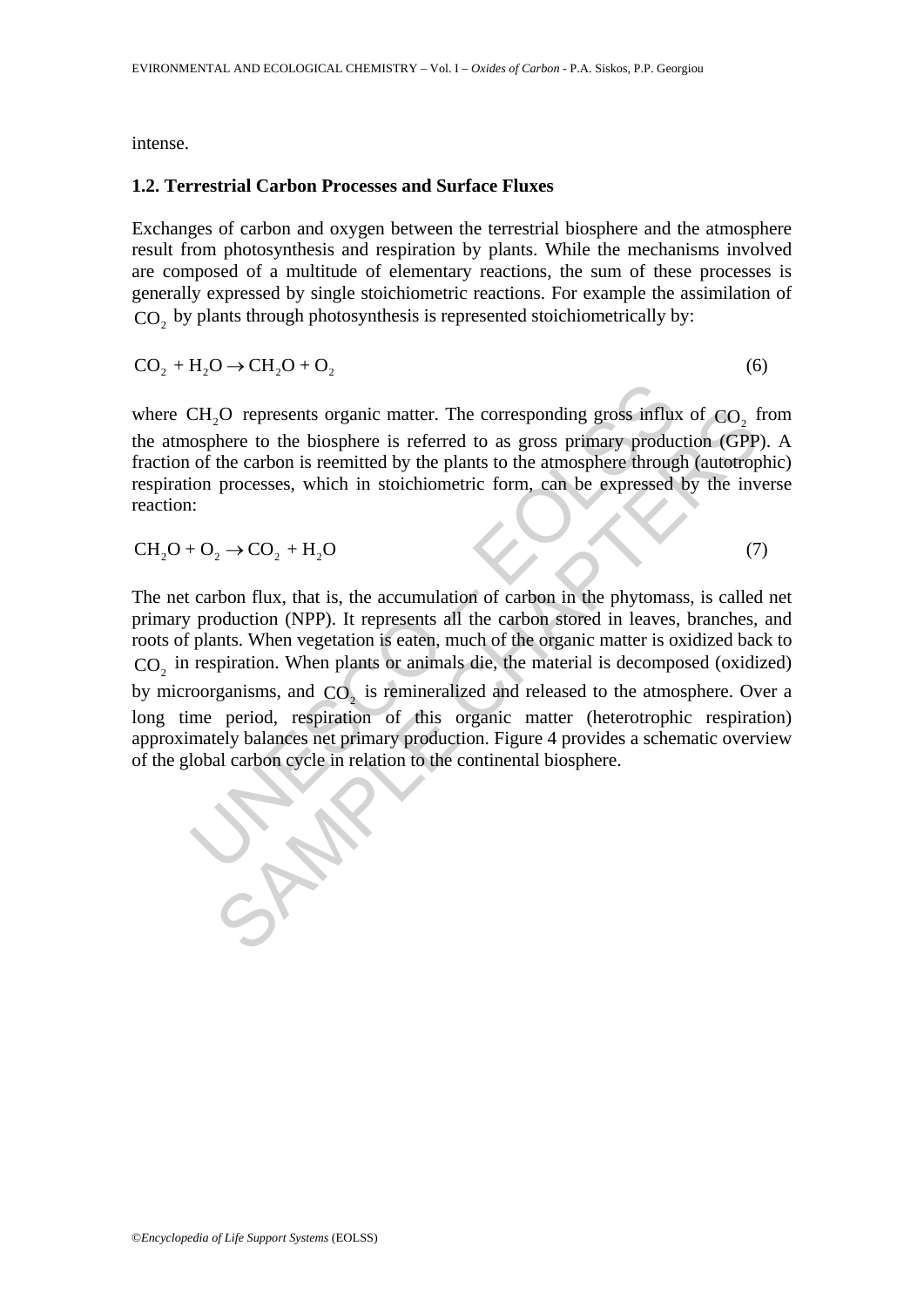intense.

### 1.2. Terrestrial Carbon Processes and Surface Fluxes

Exchanges of carbon and oxygen between the terrestrial biosphere and the atmosphere result from photosynthesis and respiration by plants. While the mechanisms involved are composed of a multitude of elementary reactions, the sum of these processes is generally expressed by single stoichiometric reactions. For example the assimilation of $CO_2$ by plants through photosynthesis is represented stoichiometrically by:

$$CO_2 + H_2O \rightarrow CH_2O + O_2 \tag{6}$$

where $CH_2O$ represents organic matter. The corresponding gross influx of $CO_2$ from the atmosphere to the biosphere is referred to as gross primary production (GPP). A fraction of the carbon is reemitted by the plants to the atmosphere through (autotrophic) respiration processes, which in stoichiometric form, can be expressed by the inverse reaction:

$$CH_2O + O_2 \rightarrow CO_2 + H_2O \tag{7}$$

The net carbon flux, that is, the accumulation of carbon in the phytomass, is called net primary production (NPP). It represents all the carbon stored in leaves, branches, and roots of plants. When vegetation is eaten, much of the organic matter is oxidized back to $CO_2$ in respiration. When plants or animals die, the material is decomposed (oxidized) by microorganisms, and $CO_2$ is remineralized and released to the atmosphere. Over a long time period, respiration of this organic matter (heterotrophic respiration) approximately balances net primary production. Figure 4 provides a schematic overview of the global carbon cycle in relation to the continental biosphere.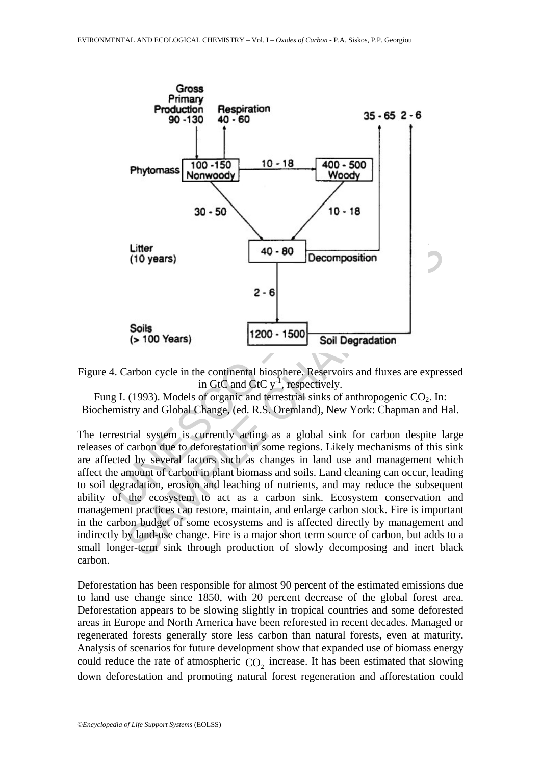Gross Primary Production 90 -130

Respiration 40 - 60

35 - 65

2 - 6

Phytomass

100 -150 Nonwoody

10 - 18

400 - 500 Woody

30 - 50

10 - 18

Litter (10 years)

40 - 80

Decomposition

2 - 6

Soils (> 100 Years)

1200 - 1500

Soil Degradation

Figure 4. Carbon cycle in the continental biosphere. Reservoirs and fluxes are expressed in GtC and GtC $y^{-1}$, respectively.

Fung I. (1993). Models of organic and terrestrial sinks of anthropogenic $CO_2$. In: Biochemistry and Global Change, (ed. R.S. Oremland), New York: Chapman and Hal.

The terrestrial system is currently acting as a global sink for carbon despite large releases of carbon due to deforestation in some regions. Likely mechanisms of this sink are affected by several factors such as changes in land use and management which affect the amount of carbon in plant biomass and soils. Land cleaning can occur, leading to soil degradation, erosion and leaching of nutrients, and may reduce the subsequent ability of the ecosystem to act as a carbon sink. Ecosystem conservation and management practices can restore, maintain, and enlarge carbon stock. Fire is important in the carbon budget of some ecosystems and is affected directly by management and indirectly by land-use change. Fire is a major short term source of carbon, but adds to a small longer-term sink through production of slowly decomposing and inert black carbon.

Deforestation has been responsible for almost 90 percent of the estimated emissions due to land use change since 1850, with 20 percent decrease of the global forest area. Deforestation appears to be slowing slightly in tropical countries and some deforested areas in Europe and North America have been reforested in recent decades. Managed or regenerated forests generally store less carbon than natural forests, even at maturity. Analysis of scenarios for future development show that expanded use of biomass energy could reduce the rate of atmospheric $CO_2$ increase. It has been estimated that slowing down deforestation and promoting natural forest regeneration and afforestation could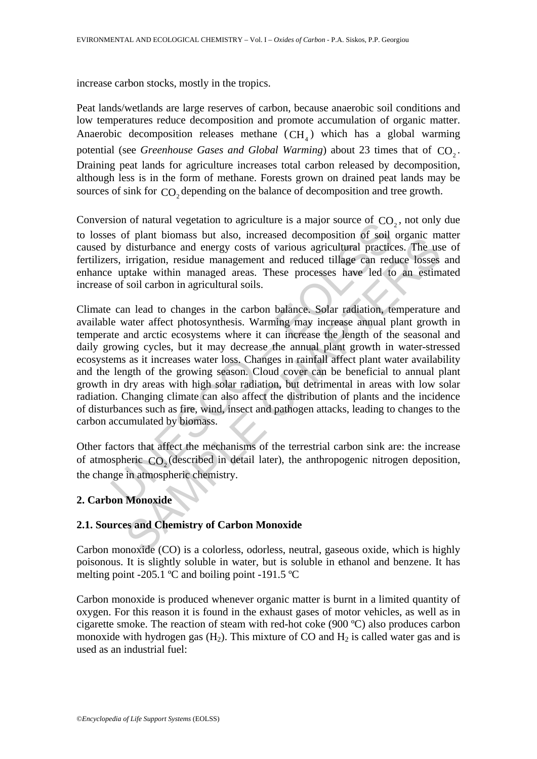increase carbon stocks, mostly in the tropics.

Peat lands/wetlands are large reserves of carbon, because anaerobic soil conditions and low temperatures reduce decomposition and promote accumulation of organic matter. Anaerobic decomposition releases methane ($CH_4$) which has a global warming potential (see *Greenhouse Gases and Global Warming*) about 23 times that of $CO_2$. Draining peat lands for agriculture increases total carbon released by decomposition, although less is in the form of methane. Forests grown on drained peat lands may be sources of sink for $CO_2$ depending on the balance of decomposition and tree growth.

Conversion of natural vegetation to agriculture is a major source of $CO_2$, not only due to losses of plant biomass but also, increased decomposition of soil organic matter caused by disturbance and energy costs of various agricultural practices. The use of fertilizers, irrigation, residue management and reduced tillage can reduce losses and enhance uptake within managed areas. These processes have led to an estimated increase of soil carbon in agricultural soils.

Climate can lead to changes in the carbon balance. Solar radiation, temperature and available water affect photosynthesis. Warming may increase annual plant growth in temperate and arctic ecosystems where it can increase the length of the seasonal and daily growing cycles, but it may decrease the annual plant growth in water-stressed ecosystems as it increases water loss. Changes in rainfall affect plant water availability and the length of the growing season. Cloud cover can be beneficial to annual plant growth in dry areas with high solar radiation, but detrimental in areas with low solar radiation. Changing climate can also affect the distribution of plants and the incidence of disturbances such as fire, wind, insect and pathogen attacks, leading to changes to the carbon accumulated by biomass.

Other factors that affect the mechanisms of the terrestrial carbon sink are: the increase of atmospheric $CO_2$ (described in detail later), the anthropogenic nitrogen deposition, the change in atmospheric chemistry.

## 2. Carbon Monoxide

### 2.1. Sources and Chemistry of Carbon Monoxide

Carbon monoxide (CO) is a colorless, odorless, neutral, gaseous oxide, which is highly poisonous. It is slightly soluble in water, but is soluble in ethanol and benzene. It has melting point -205.1 ºC and boiling point -191.5 ºC

Carbon monoxide is produced whenever organic matter is burnt in a limited quantity of oxygen. For this reason it is found in the exhaust gases of motor vehicles, as well as in cigarette smoke. The reaction of steam with red-hot coke (900 ºC) also produces carbon monoxide with hydrogen gas ($H_2$). This mixture of CO and $H_2$ is called water gas and is used as an industrial fuel: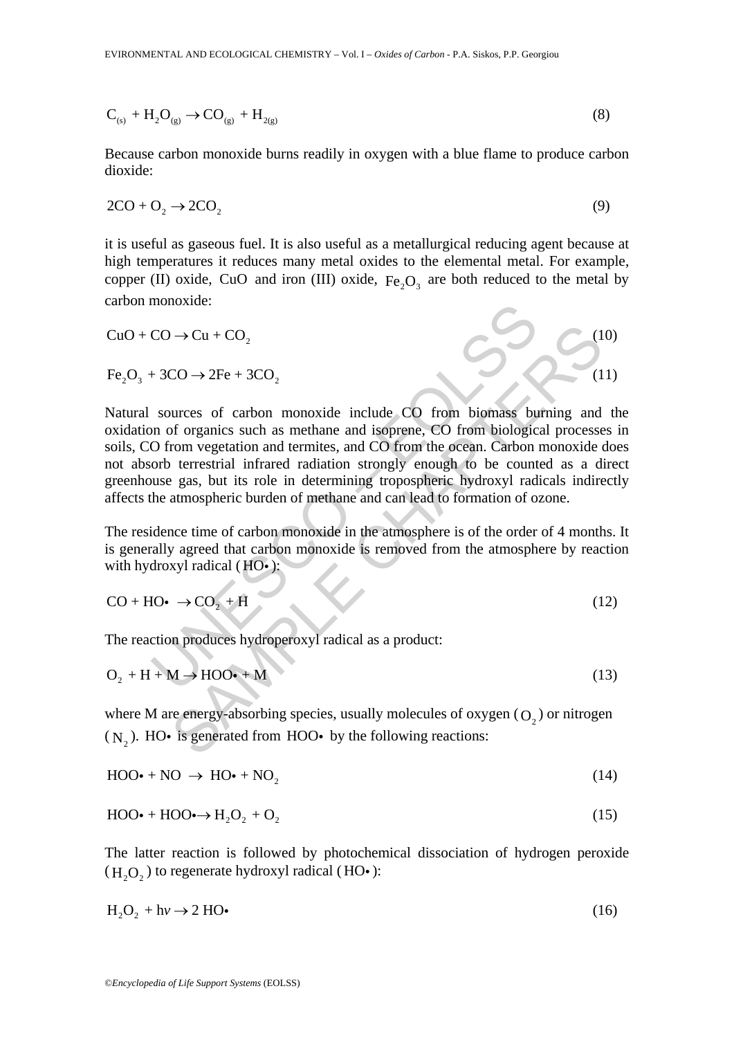$$C_{(s)} + H_2O_{(g)} \rightarrow CO_{(g)} + H_{2(g)} \quad (8)$$

Because carbon monoxide burns readily in oxygen with a blue flame to produce carbon dioxide:

$$2CO + O_2 \rightarrow 2CO_2 \quad (9)$$

it is useful as gaseous fuel. It is also useful as a metallurgical reducing agent because at high temperatures it reduces many metal oxides to the elemental metal. For example, copper (II) oxide, $CuO$ and iron (III) oxide, $Fe_2O_3$ are both reduced to the metal by carbon monoxide:

$$CuO + CO \rightarrow Cu + CO_2 \quad (10)$$

$$Fe_2O_3 + 3CO \rightarrow 2Fe + 3CO_2 \quad (11)$$

Natural sources of carbon monoxide include CO from biomass burning and the oxidation of organics such as methane and isoprene, CO from biological processes in soils, CO from vegetation and termites, and CO from the ocean. Carbon monoxide does not absorb terrestrial infrared radiation strongly enough to be counted as a direct greenhouse gas, but its role in determining tropospheric hydroxyl radicals indirectly affects the atmospheric burden of methane and can lead to formation of ozone.

The residence time of carbon monoxide in the atmosphere is of the order of 4 months. It is generally agreed that carbon monoxide is removed from the atmosphere by reaction with hydroxyl radical ($HO\bullet$):

$$CO + HO\bullet \rightarrow CO_2 + H \quad (12)$$

The reaction produces hydroperoxyl radical as a product:

$$O_2 + H + M \rightarrow HOO\bullet + M \quad (13)$$

where M are energy-absorbing species, usually molecules of oxygen ($O_2$) or nitrogen ($N_2$). $HO\bullet$ is generated from $HOO\bullet$ by the following reactions:

$$HOO\bullet + NO \rightarrow HO\bullet + NO_2 \quad (14)$$

$$HOO\bullet + HOO\bullet \rightarrow H_2O_2 + O_2 \quad (15)$$

The latter reaction is followed by photochemical dissociation of hydrogen peroxide ($H_2O_2$) to regenerate hydroxyl radical ($HO\bullet$):

$$H_2O_2 + h\nu \rightarrow 2\,HO\bullet \quad (16)$$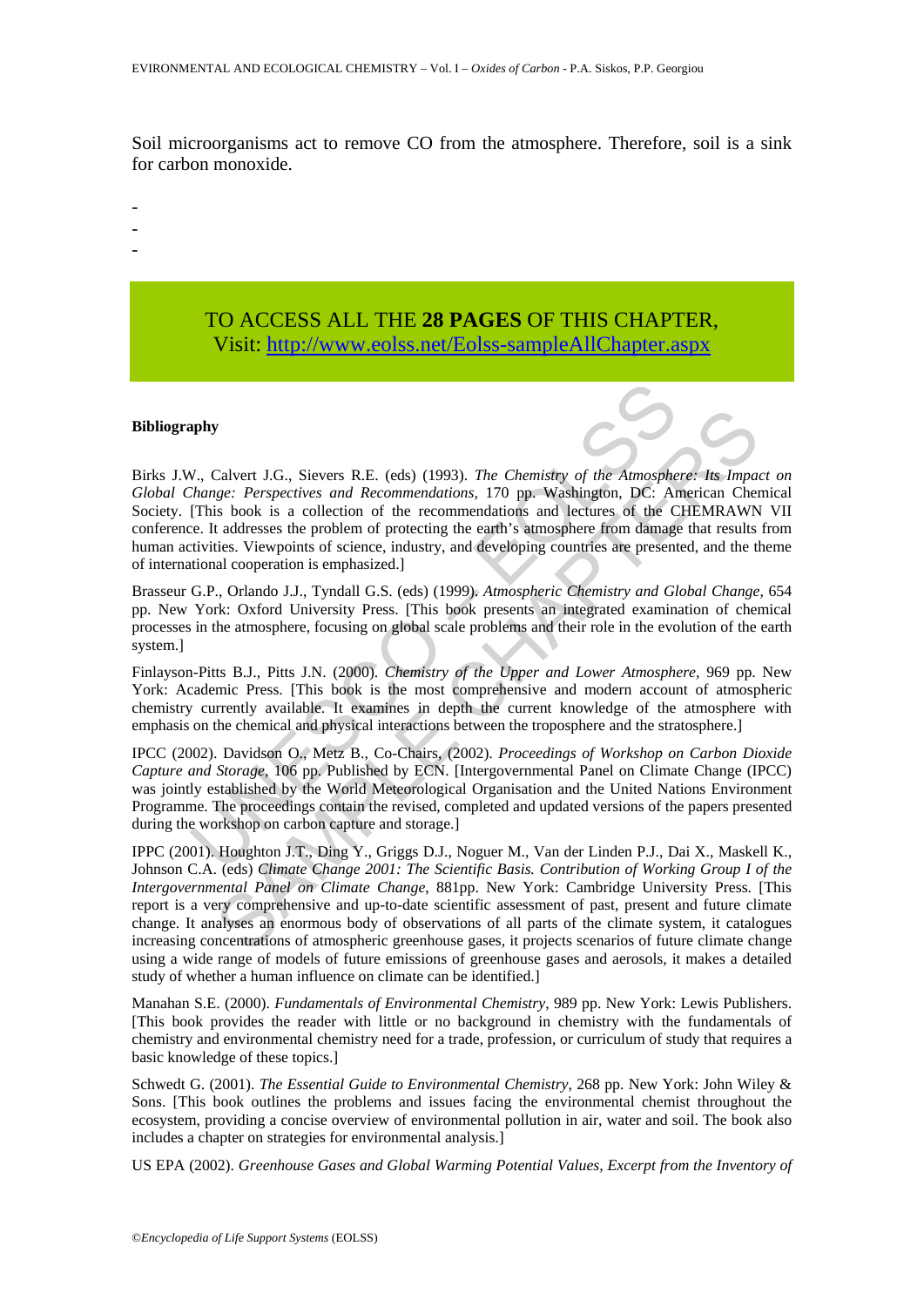Soil microorganisms act to remove CO from the atmosphere. Therefore, soil is a sink for carbon monoxide.

-
-
-

TO ACCESS ALL THE **28 PAGES** OF THIS CHAPTER,
Visit: http://www.eolss.net/Eolss-sampleAllChapter.aspx

**Bibliography**

Birks J.W., Calvert J.G., Sievers R.E. (eds) (1993). *The Chemistry of the Atmosphere: Its Impact on Global Change: Perspectives and Recommendations*, 170 pp. Washington, DC: American Chemical Society. [This book is a collection of the recommendations and lectures of the CHEMRAWN VII conference. It addresses the problem of protecting the earth's atmosphere from damage that results from human activities. Viewpoints of science, industry, and developing countries are presented, and the theme of international cooperation is emphasized.]

Brasseur G.P., Orlando J.J., Tyndall G.S. (eds) (1999). *Atmospheric Chemistry and Global Change*, 654 pp. New York: Oxford University Press. [This book presents an integrated examination of chemical processes in the atmosphere, focusing on global scale problems and their role in the evolution of the earth system.]

Finlayson-Pitts B.J., Pitts J.N. (2000). *Chemistry of the Upper and Lower Atmosphere*, 969 pp. New York: Academic Press. [This book is the most comprehensive and modern account of atmospheric chemistry currently available. It examines in depth the current knowledge of the atmosphere with emphasis on the chemical and physical interactions between the troposphere and the stratosphere.]

IPCC (2002). Davidson O., Metz B., Co-Chairs, (2002). *Proceedings of Workshop on Carbon Dioxide Capture and Storage*, 106 pp. Published by ECN. [Intergovernmental Panel on Climate Change (IPCC) was jointly established by the World Meteorological Organisation and the United Nations Environment Programme. The proceedings contain the revised, completed and updated versions of the papers presented during the workshop on carbon capture and storage.]

IPPC (2001). Houghton J.T., Ding Y., Griggs D.J., Noguer M., Van der Linden P.J., Dai X., Maskell K., Johnson C.A. (eds) *Climate Change 2001: The Scientific Basis. Contribution of Working Group I of the Intergovernmental Panel on Climate Change*, 881pp. New York: Cambridge University Press. [This report is a very comprehensive and up-to-date scientific assessment of past, present and future climate change. It analyses an enormous body of observations of all parts of the climate system, it catalogues increasing concentrations of atmospheric greenhouse gases, it projects scenarios of future climate change using a wide range of models of future emissions of greenhouse gases and aerosols, it makes a detailed study of whether a human influence on climate can be identified.]

Manahan S.E. (2000). *Fundamentals of Environmental Chemistry*, 989 pp. New York: Lewis Publishers. [This book provides the reader with little or no background in chemistry with the fundamentals of chemistry and environmental chemistry need for a trade, profession, or curriculum of study that requires a basic knowledge of these topics.]

Schwedt G. (2001). *The Essential Guide to Environmental Chemistry*, 268 pp. New York: John Wiley & Sons. [This book outlines the problems and issues facing the environmental chemist throughout the ecosystem, providing a concise overview of environmental pollution in air, water and soil. The book also includes a chapter on strategies for environmental analysis.]

US EPA (2002). *Greenhouse Gases and Global Warming Potential Values, Excerpt from the Inventory of*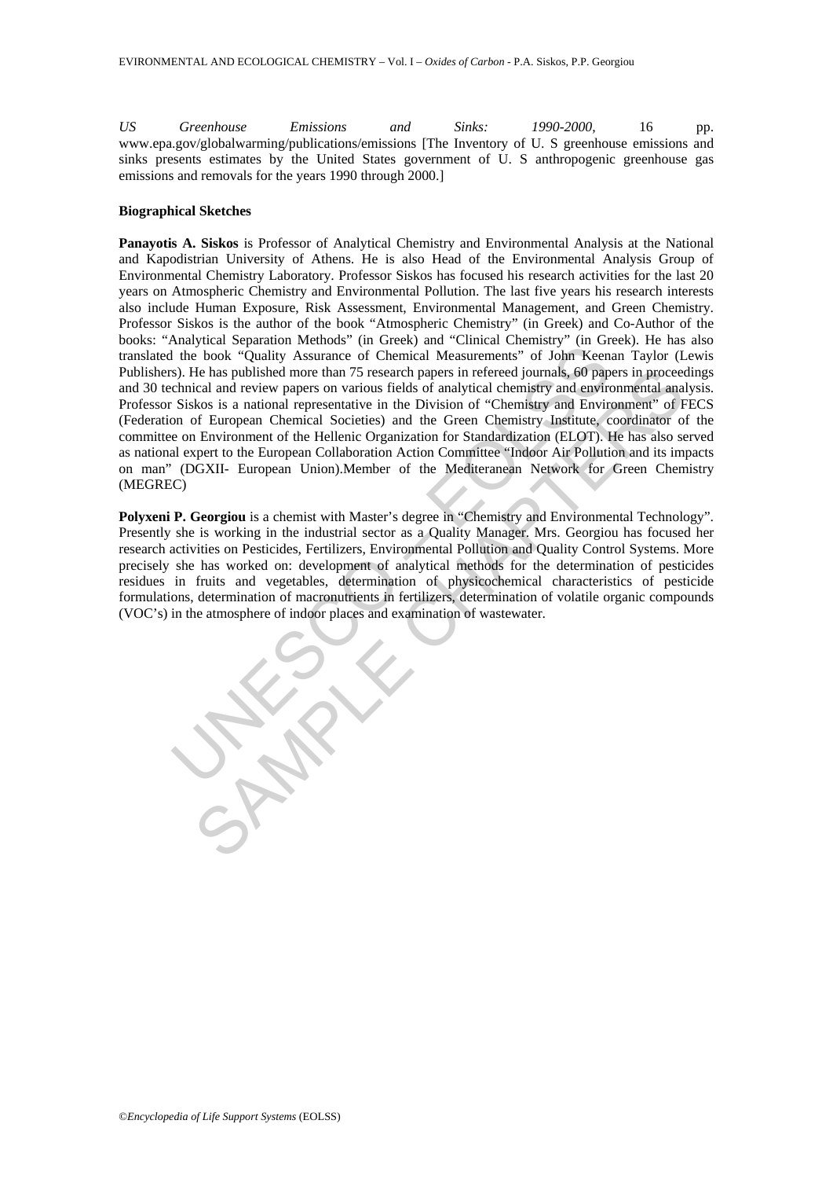*US Greenhouse Emissions and Sinks: 1990-2000,* 16 pp. www.epa.gov/globalwarming/publications/emissions [The Inventory of U. S greenhouse emissions and sinks presents estimates by the United States government of U. S anthropogenic greenhouse gas emissions and removals for the years 1990 through 2000.]

**Biographical Sketches**

**Panayotis A. Siskos** is Professor of Analytical Chemistry and Environmental Analysis at the National and Kapodistrian University of Athens. He is also Head of the Environmental Analysis Group of Environmental Chemistry Laboratory. Professor Siskos has focused his research activities for the last 20 years on Atmospheric Chemistry and Environmental Pollution. The last five years his research interests also include Human Exposure, Risk Assessment, Environmental Management, and Green Chemistry. Professor Siskos is the author of the book "Atmospheric Chemistry" (in Greek) and Co-Author of the books: "Analytical Separation Methods" (in Greek) and "Clinical Chemistry" (in Greek). He has also translated the book "Quality Assurance of Chemical Measurements" of John Keenan Taylor (Lewis Publishers). He has published more than 75 research papers in refereed journals, 60 papers in proceedings and 30 technical and review papers on various fields of analytical chemistry and environmental analysis. Professor Siskos is a national representative in the Division of "Chemistry and Environment" of FECS (Federation of European Chemical Societies) and the Green Chemistry Institute, coordinator of the committee on Environment of the Hellenic Organization for Standardization (ELOT). He has also served as national expert to the European Collaboration Action Committee "Indoor Air Pollution and its impacts on man" (DGXII- European Union).Member of the Mediteranean Network for Green Chemistry (MEGREC)

**Polyxeni P. Georgiou** is a chemist with Master's degree in "Chemistry and Environmental Technology". Presently she is working in the industrial sector as a Quality Manager. Mrs. Georgiou has focused her research activities on Pesticides, Fertilizers, Environmental Pollution and Quality Control Systems. More precisely she has worked on: development of analytical methods for the determination of pesticides residues in fruits and vegetables, determination of physicochemical characteristics of pesticide formulations, determination of macronutrients in fertilizers, determination of volatile organic compounds (VOC's) in the atmosphere of indoor places and examination of wastewater.